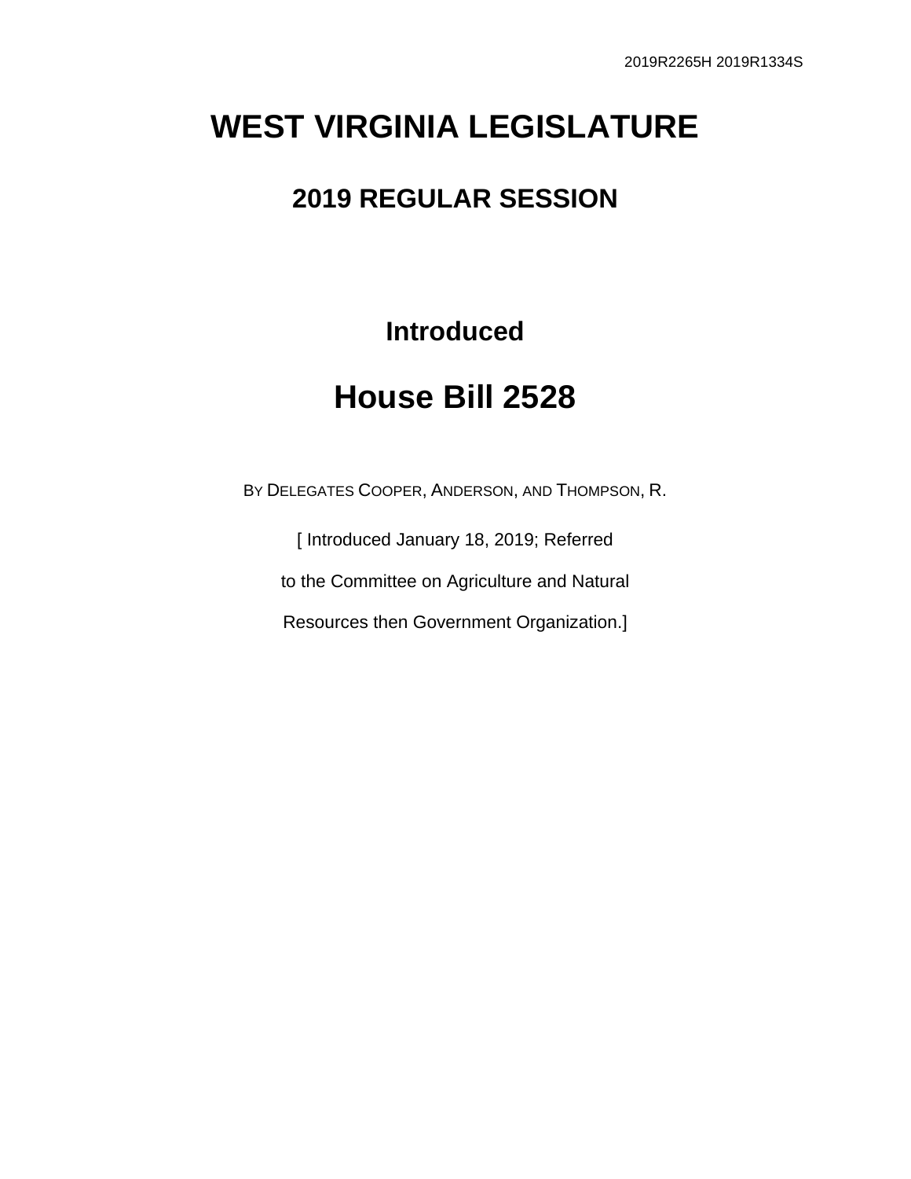2019R2265H 2019R1334S

# WEST VIRGINIA LEGISLATURE

## 2019 REGULAR SESSION

### Introduced

# House Bill 2528

BY DELEGATES COOPER, ANDERSON, AND THOMPSON, R.

[ Introduced January 18, 2019; Referred to the Committee on Agriculture and Natural Resources then Government Organization.]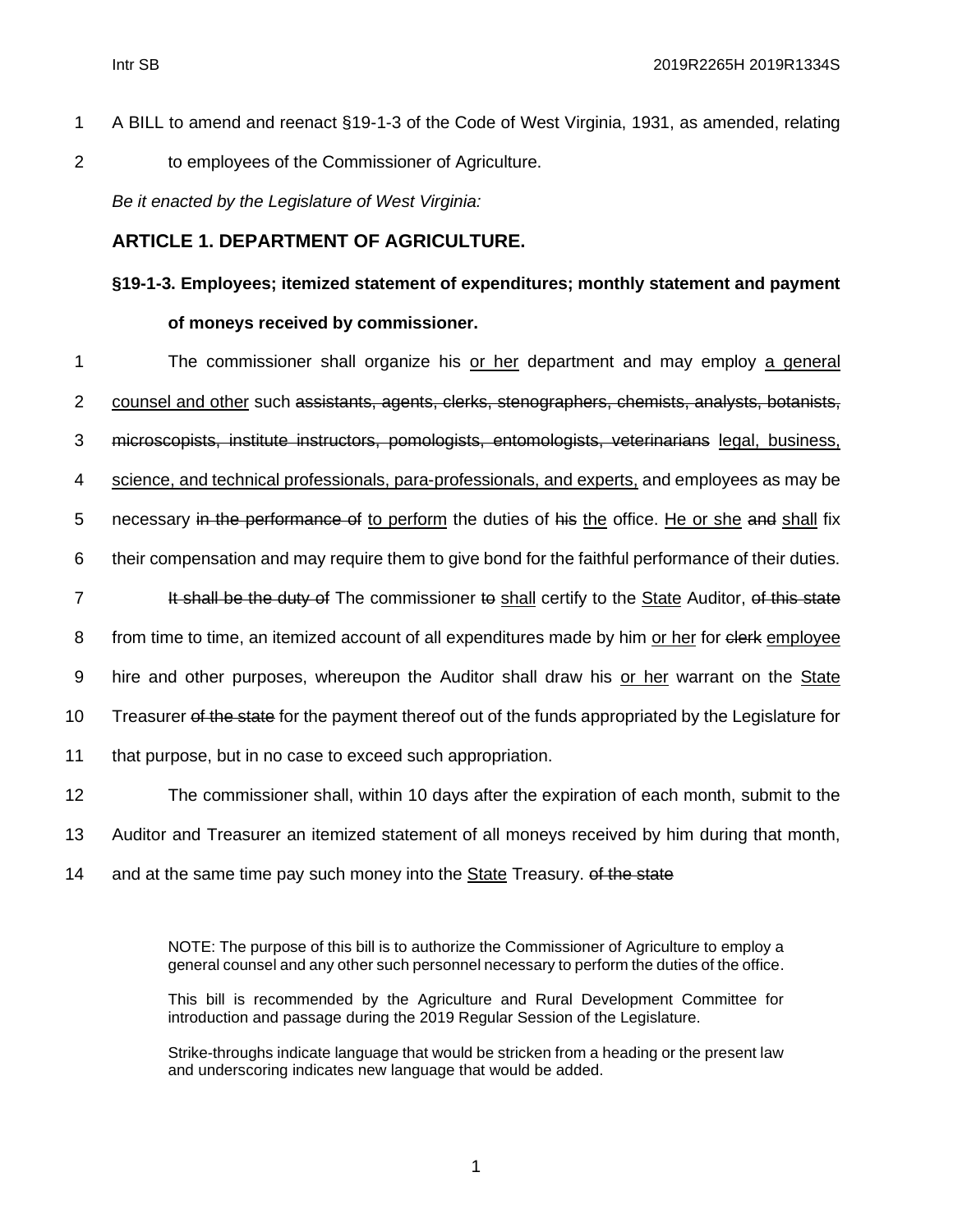A BILL to amend and reenact §19-1-3 of the Code of West Virginia, 1931, as amended, relating to employees of the Commissioner of Agriculture.

*Be it enacted by the Legislature of West Virginia:*

## ARTICLE 1. DEPARTMENT OF AGRICULTURE.

### §19-1-3. Employees; itemized statement of expenditures; monthly statement and payment of moneys received by commissioner.

The commissioner shall organize his <u>or her</u> department and may employ <u>a general counsel and other</u> such ~~assistants, agents, clerks, stenographers, chemists, analysts, botanists, microscopists, institute instructors, pomologists, entomologists, veterinarians~~ <u>legal, business, science, and technical professionals, para-professionals, and experts,</u> and employees as may be necessary ~~in the performance of~~ <u>to perform</u> the duties of ~~his~~ <u>the</u> office. <u>He or she</u> ~~and~~ <u>shall</u> fix their compensation and may require them to give bond for the faithful performance of their duties.

~~It shall be the duty of~~ The commissioner ~~to~~ <u>shall</u> certify to the <u>State</u> Auditor, ~~of this state~~ from time to time, an itemized account of all expenditures made by him <u>or her</u> for ~~clerk~~ <u>employee</u> hire and other purposes, whereupon the Auditor shall draw his <u>or her</u> warrant on the <u>State</u> Treasurer ~~of the state~~ for the payment thereof out of the funds appropriated by the Legislature for that purpose, but in no case to exceed such appropriation.

The commissioner shall, within 10 days after the expiration of each month, submit to the Auditor and Treasurer an itemized statement of all moneys received by him during that month, and at the same time pay such money into the <u>State</u> Treasury. ~~of the state~~

NOTE: The purpose of this bill is to authorize the Commissioner of Agriculture to employ a general counsel and any other such personnel necessary to perform the duties of the office.

This bill is recommended by the Agriculture and Rural Development Committee for introduction and passage during the 2019 Regular Session of the Legislature.

Strike-throughs indicate language that would be stricken from a heading or the present law and underscoring indicates new language that would be added.